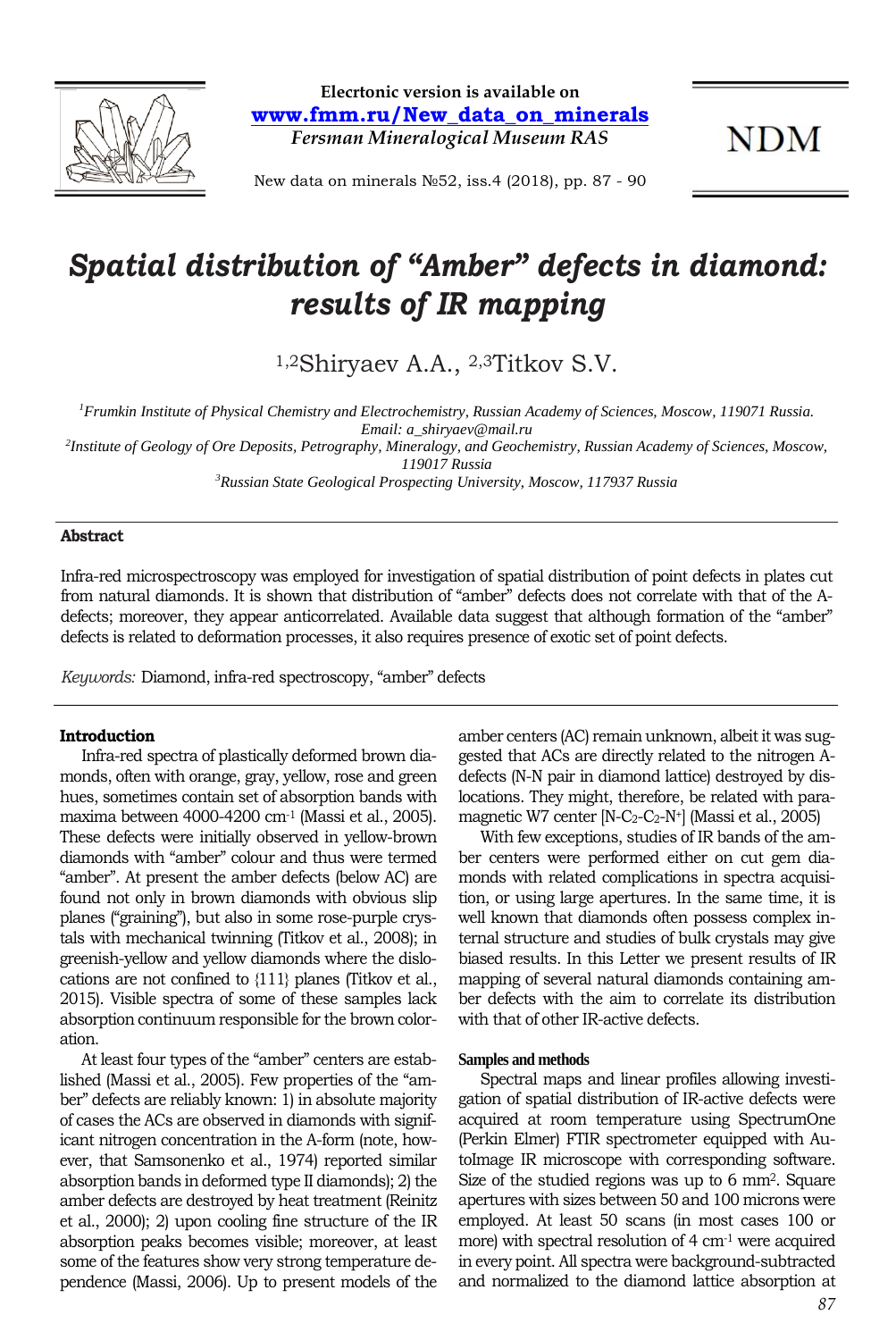# Spatial distribution of "Amber" defects in diamond: results of IR mapping

[1,2]Shiryaev A.A., [2,3]Titkov S.V.

[1]*Frumkin Institute of Physical Chemistry and Electrochemistry, Russian Academy of Sciences, Moscow, 119071 Russia. Email: a_shiryaev@mail.ru*
[2]*Institute of Geology of Ore Deposits, Petrography, Mineralogy, and Geochemistry, Russian Academy of Sciences, Moscow, 119017 Russia*
[3]*Russian State Geological Prospecting University, Moscow, 117937 Russia*

**Abstract**

Infra-red microspectroscopy was employed for investigation of spatial distribution of point defects in plates cut from natural diamonds. It is shown that distribution of "amber" defects does not correlate with that of the A-defects; moreover, they appear anticorrelated. Available data suggest that although formation of the "amber" defects is related to deformation processes, it also requires presence of exotic set of point defects.

*Keywords:* Diamond, infra-red spectroscopy, "amber" defects

## Introduction

Infra-red spectra of plastically deformed brown diamonds, often with orange, gray, yellow, rose and green hues, sometimes contain set of absorption bands with maxima between 4000-4200 $cm^{-1}$ (Massi et al., 2005). These defects were initially observed in yellow-brown diamonds with "amber" colour and thus were termed "amber". At present the amber defects (below AC) are found not only in brown diamonds with obvious slip planes ("graining"), but also in some rose-purple crystals with mechanical twinning (Titkov et al., 2008); in greenish-yellow and yellow diamonds where the dislocations are not confined to {111} planes (Titkov et al., 2015). Visible spectra of some of these samples lack absorption continuum responsible for the brown coloration.

At least four types of the "amber" centers are established (Massi et al., 2005). Few properties of the "amber" defects are reliably known: 1) in absolute majority of cases the ACs are observed in diamonds with significant nitrogen concentration in the A-form (note, however, that Samsonenko et al., 1974) reported similar absorption bands in deformed type II diamonds); 2) the amber defects are destroyed by heat treatment (Reinitz et al., 2000); 2) upon cooling fine structure of the IR absorption peaks becomes visible; moreover, at least some of the features show very strong temperature dependence (Massi, 2006). Up to present models of the amber centers (AC) remain unknown, albeit it was suggested that ACs are directly related to the nitrogen A-defects (N-N pair in diamond lattice) destroyed by dislocations. They might, therefore, be related with paramagnetic W7 center [$N$-$C_2$-$C_2$-$N^+$] (Massi et al., 2005)

With few exceptions, studies of IR bands of the amber centers were performed either on cut gem diamonds with related complications in spectra acquisition, or using large apertures. In the same time, it is well known that diamonds often possess complex internal structure and studies of bulk crystals may give biased results. In this Letter we present results of IR mapping of several natural diamonds containing amber defects with the aim to correlate its distribution with that of other IR-active defects.

### Samples and methods

Spectral maps and linear profiles allowing investigation of spatial distribution of IR-active defects were acquired at room temperature using SpectrumOne (Perkin Elmer) FTIR spectrometer equipped with AutoImage IR microscope with corresponding software. Size of the studied regions was up to 6 $mm^2$. Square apertures with sizes between 50 and 100 microns were employed. At least 50 scans (in most cases 100 or more) with spectral resolution of 4 $cm^{-1}$ were acquired in every point. All spectra were background-subtracted and normalized to the diamond lattice absorption at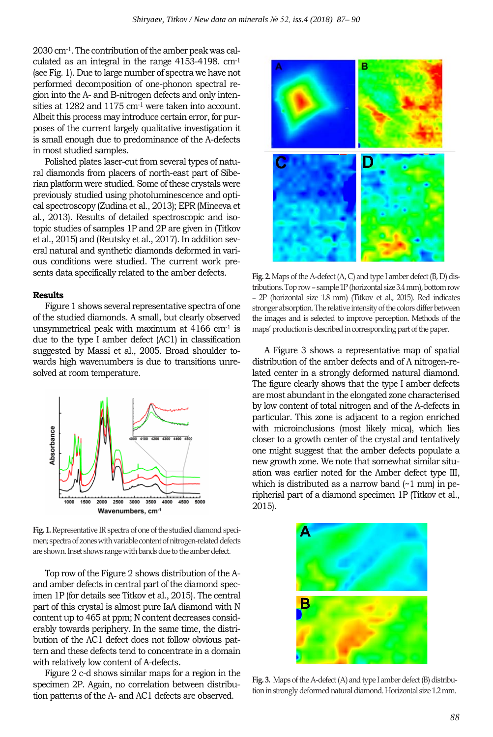2030 $cm^{-1}$. The contribution of the amber peak was calculated as an integral in the range 4153-4198. $cm^{-1}$ (see Fig. 1). Due to large number of spectra we have not performed decomposition of one-phonon spectral region into the A- and B-nitrogen defects and only intensities at 1282 and 1175 $cm^{-1}$ were taken into account. Albeit this process may introduce certain error, for purposes of the current largely qualitative investigation it is small enough due to predominance of the A-defects in most studied samples.

Polished plates laser-cut from several types of natural diamonds from placers of north-east part of Siberian platform were studied. Some of these crystals were previously studied using photoluminescence and optical spectroscopy (Zudina et al., 2013); EPR (Mineeva et al., 2013). Results of detailed spectroscopic and isotopic studies of samples 1P and 2P are given in (Titkov et al., 2015) and (Reutsky et al., 2017). In addition several natural and synthetic diamonds deformed in various conditions were studied. The current work presents data specifically related to the amber defects.

**Results**

Figure 1 shows several representative spectra of one of the studied diamonds. A small, but clearly observed unsymmetrical peak with maximum at 4166 $cm^{-1}$ is due to the type I amber defect (AC1) in classification suggested by Massi et al., 2005. Broad shoulder towards high wavenumbers is due to transitions unresolved at room temperature.

**Fig. 1.** Representative IR spectra of one of the studied diamond specimen; spectra of zones with variable content of nitrogen-related defects are shown. Inset shows range with bands due to the amber defect.

Top row of the Figure 2 shows distribution of the A- and amber defects in central part of the diamond specimen 1P (for details see Titkov et al., 2015). The central part of this crystal is almost pure IaA diamond with N content up to 465 at ppm; N content decreases considerably towards periphery. In the same time, the distribution of the AC1 defect does not follow obvious pattern and these defects tend to concentrate in a domain with relatively low content of A-defects.

Figure 2 c-d shows similar maps for a region in the specimen 2P. Again, no correlation between distribution patterns of the A- and AC1 defects are observed.

**Fig. 2.** Maps of the A-defect (A, C) and type I amber defect (B, D) distributions. Top row – sample 1P (horizontal size 3.4 mm), bottom row – 2P (horizontal size 1.8 mm) (Titkov et al., 2015). Red indicates stronger absorption. The relative intensity of the colors differ between the images and is selected to improve perception. Methods of the maps' production is described in corresponding part of the paper.

A Figure 3 shows a representative map of spatial distribution of the amber defects and of A nitrogen-related center in a strongly deformed natural diamond. The figure clearly shows that the type I amber defects are most abundant in the elongated zone characterised by low content of total nitrogen and of the A-defects in particular. This zone is adjacent to a region enriched with microinclusions (most likely mica), which lies closer to a growth center of the crystal and tentatively one might suggest that the amber defects populate a new growth zone. We note that somewhat similar situation was earlier noted for the Amber defect type III, which is distributed as a narrow band (~1 mm) in peripherial part of a diamond specimen 1P (Titkov et al., 2015).

**Fig. 3.** Maps of the A-defect (A) and type I amber defect (B) distribution in strongly deformed natural diamond. Horizontal size 1.2 mm.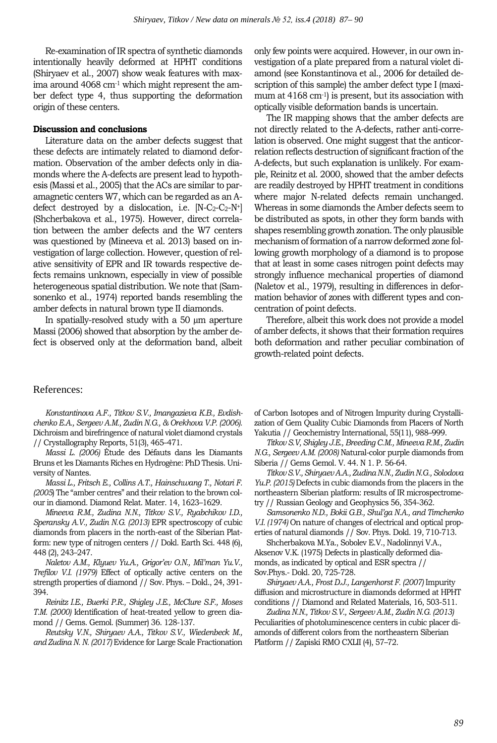Re-examination of IR spectra of synthetic diamonds intentionally heavily deformed at HPHT conditions (Shiryaev et al., 2007) show weak features with maxima around 4068 $cm^{-1}$ which might represent the amber defect type 4, thus supporting the deformation origin of these centers.

**Discussion and conclusions**

Literature data on the amber defects suggest that these defects are intimately related to diamond deformation. Observation of the amber defects only in diamonds where the A-defects are present lead to hypothesis (Massi et al., 2005) that the ACs are similar to paramagnetic centers W7, which can be regarded as an A-defect destroyed by a dislocation, i.e. $[N\text{-}C_2\text{-}C_2\text{-}N^+]$ (Shcherbakova et al., 1975). However, direct correlation between the amber defects and the W7 centers was questioned by (Mineeva et al. 2013) based on investigation of large collection. However, question of relative sensitivity of EPR and IR towards respective defects remains unknown, especially in view of possible heterogeneous spatial distribution. We note that (Samsonenko et al., 1974) reported bands resembling the amber defects in natural brown type II diamonds.

In spatially-resolved study with a 50 µm aperture Massi (2006) showed that absorption by the amber defect is observed only at the deformation band, albeit only few points were acquired. However, in our own investigation of a plate prepared from a natural violet diamond (see Konstantinova et al., 2006 for detailed description of this sample) the amber defect type I (maximum at 4168 $cm^{-1}$) is present, but its association with optically visible deformation bands is uncertain.

The IR mapping shows that the amber defects are not directly related to the A-defects, rather anti-correlation is observed. One might suggest that the anticorrelation reflects destruction of significant fraction of the A-defects, but such explanation is unlikely. For example, Reinitz et al. 2000, showed that the amber defects are readily destroyed by HPHT treatment in conditions where major N-related defects remain unchanged. Whereas in some diamonds the Amber defects seem to be distributed as spots, in other they form bands with shapes resembling growth zonation. The only plausible mechanism of formation of a narrow deformed zone following growth morphology of a diamond is to propose that at least in some cases nitrogen point defects may strongly influence mechanical properties of diamond (Naletov et al., 1979), resulting in differences in deformation behavior of zones with different types and concentration of point defects.

Therefore, albeit this work does not provide a model of amber defects, it shows that their formation requires both deformation and rather peculiar combination of growth-related point defects.

## References:

*Konstantinova A.F., Titkov S.V., Imangazieva K.B., Evdishchenko E.A., Sergeev A.M., Zudin N.G., & Orekhova V.P. (2006).* Dichroism and birefringence of natural violet diamond crystals // Crystallography Reports, 51(3), 465–471.

*Massi L. (2006)* Étude des Défauts dans les Diamants Bruns et les Diamants Riches en Hydrogène: PhD Thesis. University of Nantes.

*Massi L., Fritsch E., Collins A.T., Hainschwang T., Notari F. (2005)* The "amber centres" and their relation to the brown colour in diamond. Diamond Relat. Mater. 14, 1623–1629.

*Mineeva R.M., Zudina N.N., Titkov S.V., Ryabchikov I.D., Speransky A.V., Zudin N.G. (2013)* EPR spectroscopy of cubic diamonds from placers in the north-east of the Siberian Platform: new type of nitrogen centers // Dokl. Earth Sci. 448 (6), 448 (2), 243–247.

*Naletov A.M., Klyuev Yu.A., Grigor'ev O.N., Mil'man Yu.V., Trefilov V.I. (1979)* Effect of optically active centers on the strength properties of diamond // Sov. Phys. – Dokl., 24, 391-394.

*Reinitz I.E., Buerki P.R., Shigley J.E., McClure S.F., Moses T.M. (2000)* Identification of heat-treated yellow to green diamond // Gems. Gemol. (Summer) 36. 128-137.

*Reutsky V.N., Shiryaev A.A., Titkov S.V., Wiedenbeck M., and Zudina N. N. (2017)* Evidence for Large Scale Fractionation of Carbon Isotopes and of Nitrogen Impurity during Crystallization of Gem Quality Cubic Diamonds from Placers of North Yakutia // Geochemistry International, 55(11), 988–999.

*Titkov S.V, Shigley J.E., Breeding C.M., Mineeva R.M., Zudin N.G., Sergeev A.M. (2008)* Natural-color purple diamonds from Siberia // Gems Gemol. V. 44. N 1. P. 56-64.

*Titkov S.V., Shiryaev A.A., Zudina N.N., Zudin N.G., Solodova Yu.P. (2015)* Defects in cubic diamonds from the placers in the northeastern Siberian platform: results of IR microspectrometry // Russian Geology and Geophysics 56, 354-362.

*Samsonenko N.D., Bokii G.B., Shul'ga N.A., and Timchenko V.I. (1974)* On nature of changes of electrical and optical properties of natural diamonds // Sov. Phys. Dokl. 19, 710-713.

Shcherbakova M.Ya., Sobolev E.V., Nadolinnyi V.A., Aksenov V.K. (1975) Defects in plastically deformed diamonds, as indicated by optical and ESR spectra // Sov.Phys.- Dokl. 20, 725-728.

*Shiryaev A.A., Frost D.J., Langenhorst F. (2007)* Impurity diffusion and microstructure in diamonds deformed at HPHT conditions // Diamond and Related Materials, 16, 503-511.

*Zudina N.N., Titkov S.V., Sergeev A.M., Zudin N.G. (2013)* Peculiarities of photoluminescence centers in cubic placer diamonds of different colors from the northeastern Siberian Platform // Zapiski RMO CXLII (4), 57–72.